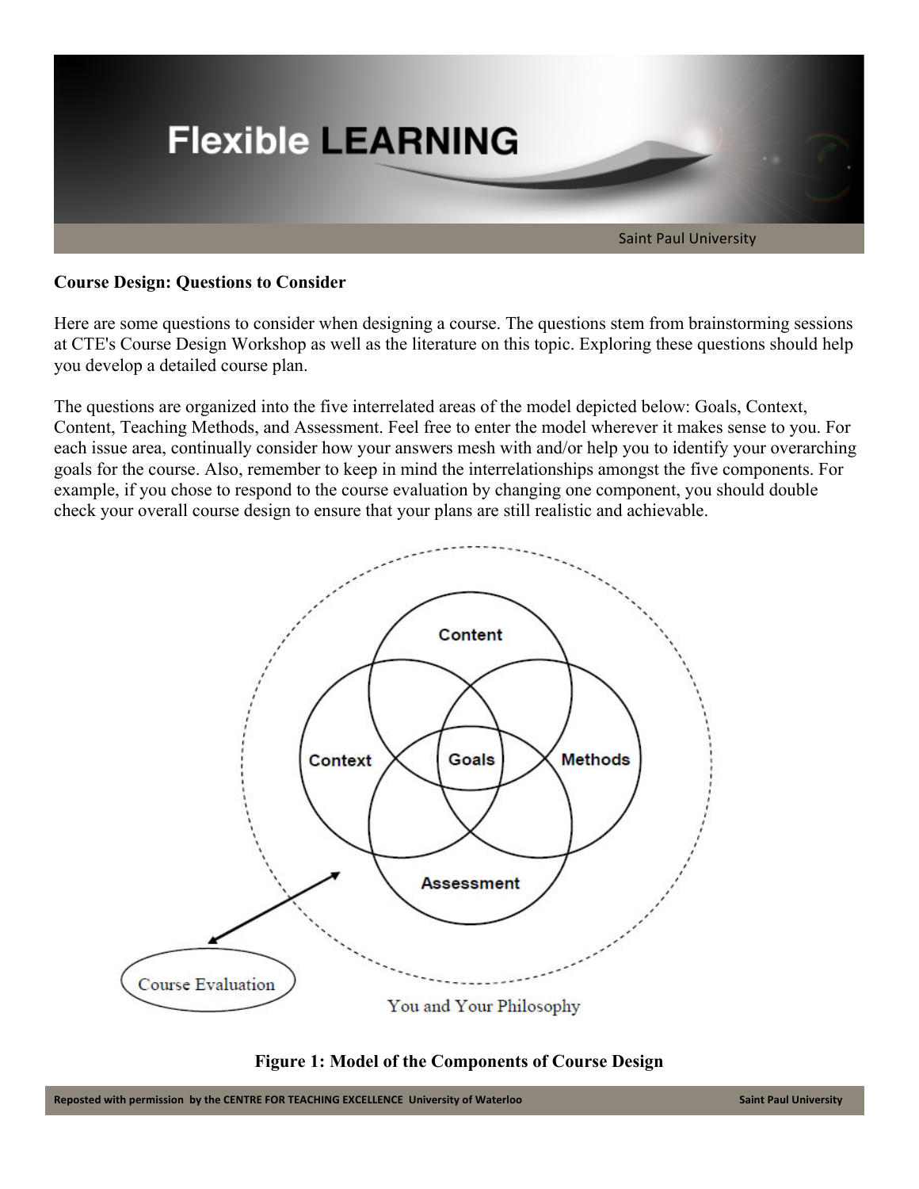# Flexible LEARNING

Saint Paul University

**Course Design: Questions to Consider**

Here are some questions to consider when designing a course. The questions stem from brainstorming sessions at CTE's Course Design Workshop as well as the literature on this topic. Exploring these questions should help you develop a detailed course plan.

The questions are organized into the five interrelated areas of the model depicted below: Goals, Context, Content, Teaching Methods, and Assessment. Feel free to enter the model wherever it makes sense to you. For each issue area, continually consider how your answers mesh with and/or help you to identify your overarching goals for the course. Also, remember to keep in mind the interrelationships amongst the five components. For example, if you chose to respond to the course evaluation by changing one component, you should double check your overall course design to ensure that your plans are still realistic and achievable.

Content

Context

Goals

Methods

Assessment

Course Evaluation

You and Your Philosophy

**Figure 1: Model of the Components of Course Design**

Reposted with permission by the CENTRE FOR TEACHING EXCELLENCE University of Waterloo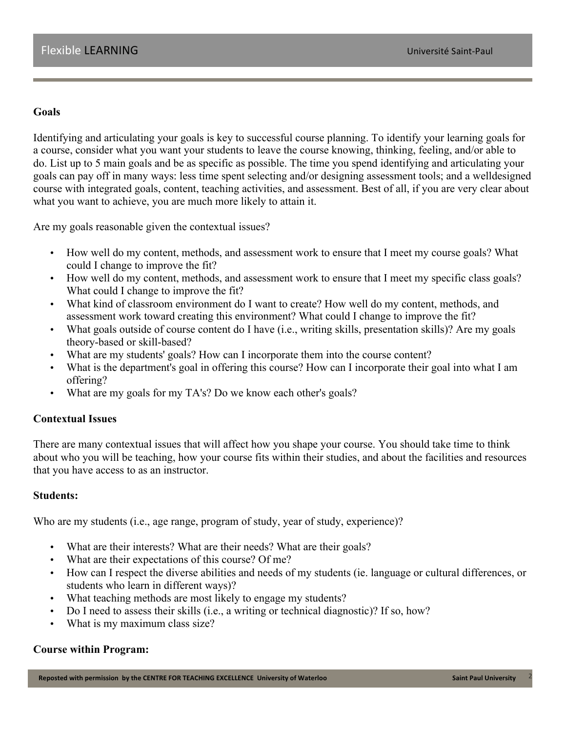## Goals

Identifying and articulating your goals is key to successful course planning. To identify your learning goals for a course, consider what you want your students to leave the course knowing, thinking, feeling, and/or able to do. List up to 5 main goals and be as specific as possible. The time you spend identifying and articulating your goals can pay off in many ways: less time spent selecting and/or designing assessment tools; and a welldesigned course with integrated goals, content, teaching activities, and assessment. Best of all, if you are very clear about what you want to achieve, you are much more likely to attain it.

Are my goals reasonable given the contextual issues?

- How well do my content, methods, and assessment work to ensure that I meet my course goals? What could I change to improve the fit?
- How well do my content, methods, and assessment work to ensure that I meet my specific class goals? What could I change to improve the fit?
- What kind of classroom environment do I want to create? How well do my content, methods, and assessment work toward creating this environment? What could I change to improve the fit?
- What goals outside of course content do I have (i.e., writing skills, presentation skills)? Are my goals theory-based or skill-based?
- What are my students' goals? How can I incorporate them into the course content?
- What is the department's goal in offering this course? How can I incorporate their goal into what I am offering?
- What are my goals for my TA's? Do we know each other's goals?

## Contextual Issues

There are many contextual issues that will affect how you shape your course. You should take time to think about who you will be teaching, how your course fits within their studies, and about the facilities and resources that you have access to as an instructor.

### Students:

Who are my students (i.e., age range, program of study, year of study, experience)?

- What are their interests? What are their needs? What are their goals?
- What are their expectations of this course? Of me?
- How can I respect the diverse abilities and needs of my students (ie. language or cultural differences, or students who learn in different ways)?
- What teaching methods are most likely to engage my students?
- Do I need to assess their skills (i.e., a writing or technical diagnostic)? If so, how?
- What is my maximum class size?

### Course within Program: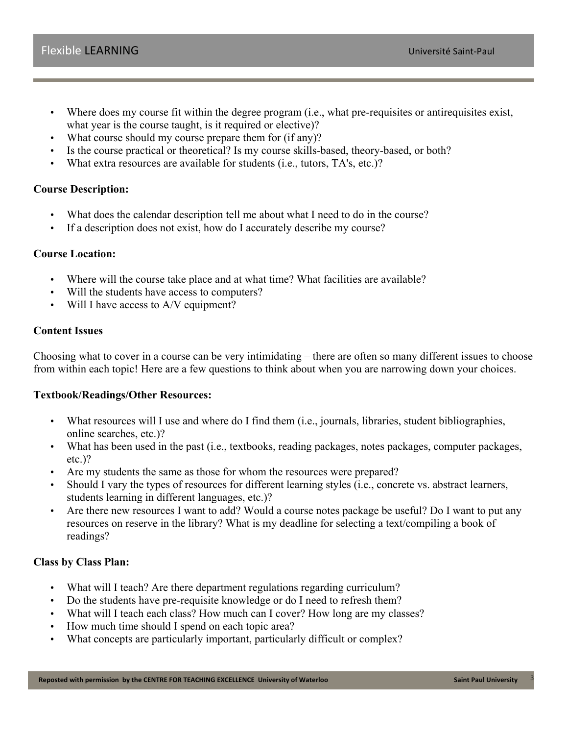- Where does my course fit within the degree program (i.e., what pre-requisites or antirequisites exist, what year is the course taught, is it required or elective)?
- What course should my course prepare them for (if any)?
- Is the course practical or theoretical? Is my course skills-based, theory-based, or both?
- What extra resources are available for students (i.e., tutors, TA's, etc.)?

**Course Description:**

- What does the calendar description tell me about what I need to do in the course?
- If a description does not exist, how do I accurately describe my course?

**Course Location:**

- Where will the course take place and at what time? What facilities are available?
- Will the students have access to computers?
- Will I have access to A/V equipment?

**Content Issues**

Choosing what to cover in a course can be very intimidating – there are often so many different issues to choose from within each topic! Here are a few questions to think about when you are narrowing down your choices.

**Textbook/Readings/Other Resources:**

- What resources will I use and where do I find them (i.e., journals, libraries, student bibliographies, online searches, etc.)?
- What has been used in the past (i.e., textbooks, reading packages, notes packages, computer packages, etc.)?
- Are my students the same as those for whom the resources were prepared?
- Should I vary the types of resources for different learning styles (i.e., concrete vs. abstract learners, students learning in different languages, etc.)?
- Are there new resources I want to add? Would a course notes package be useful? Do I want to put any resources on reserve in the library? What is my deadline for selecting a text/compiling a book of readings?

**Class by Class Plan:**

- What will I teach? Are there department regulations regarding curriculum?
- Do the students have pre-requisite knowledge or do I need to refresh them?
- What will I teach each class? How much can I cover? How long are my classes?
- How much time should I spend on each topic area?
- What concepts are particularly important, particularly difficult or complex?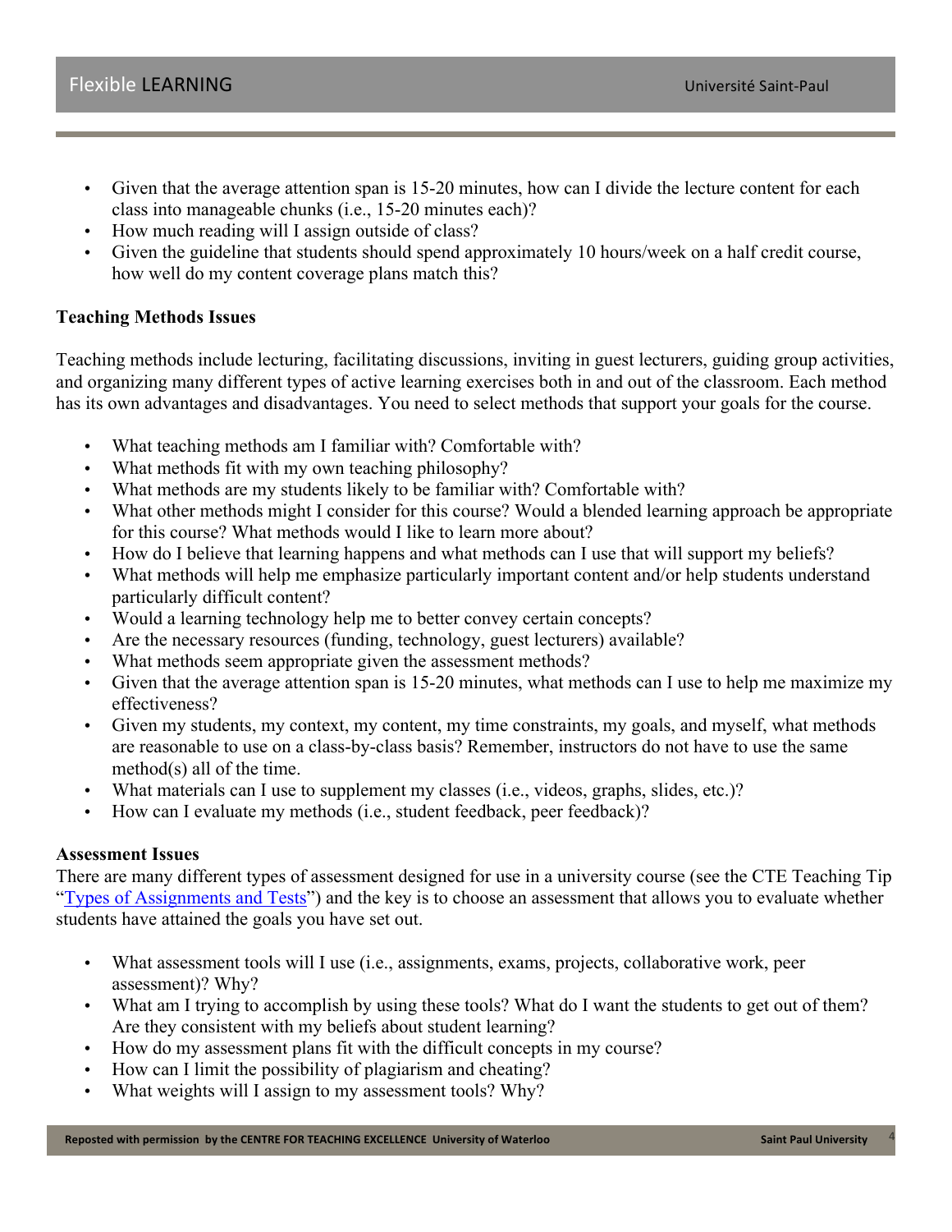- Given that the average attention span is 15-20 minutes, how can I divide the lecture content for each class into manageable chunks (i.e., 15-20 minutes each)?
- How much reading will I assign outside of class?
- Given the guideline that students should spend approximately 10 hours/week on a half credit course, how well do my content coverage plans match this?

**Teaching Methods Issues**

Teaching methods include lecturing, facilitating discussions, inviting in guest lecturers, guiding group activities, and organizing many different types of active learning exercises both in and out of the classroom. Each method has its own advantages and disadvantages. You need to select methods that support your goals for the course.

- What teaching methods am I familiar with? Comfortable with?
- What methods fit with my own teaching philosophy?
- What methods are my students likely to be familiar with? Comfortable with?
- What other methods might I consider for this course? Would a blended learning approach be appropriate for this course? What methods would I like to learn more about?
- How do I believe that learning happens and what methods can I use that will support my beliefs?
- What methods will help me emphasize particularly important content and/or help students understand particularly difficult content?
- Would a learning technology help me to better convey certain concepts?
- Are the necessary resources (funding, technology, guest lecturers) available?
- What methods seem appropriate given the assessment methods?
- Given that the average attention span is 15-20 minutes, what methods can I use to help me maximize my effectiveness?
- Given my students, my context, my content, my time constraints, my goals, and myself, what methods are reasonable to use on a class-by-class basis? Remember, instructors do not have to use the same method(s) all of the time.
- What materials can I use to supplement my classes (i.e., videos, graphs, slides, etc.)?
- How can I evaluate my methods (i.e., student feedback, peer feedback)?

**Assessment Issues**

There are many different types of assessment designed for use in a university course (see the CTE Teaching Tip "Types of Assignments and Tests") and the key is to choose an assessment that allows you to evaluate whether students have attained the goals you have set out.

- What assessment tools will I use (i.e., assignments, exams, projects, collaborative work, peer assessment)? Why?
- What am I trying to accomplish by using these tools? What do I want the students to get out of them? Are they consistent with my beliefs about student learning?
- How do my assessment plans fit with the difficult concepts in my course?
- How can I limit the possibility of plagiarism and cheating?
- What weights will I assign to my assessment tools? Why?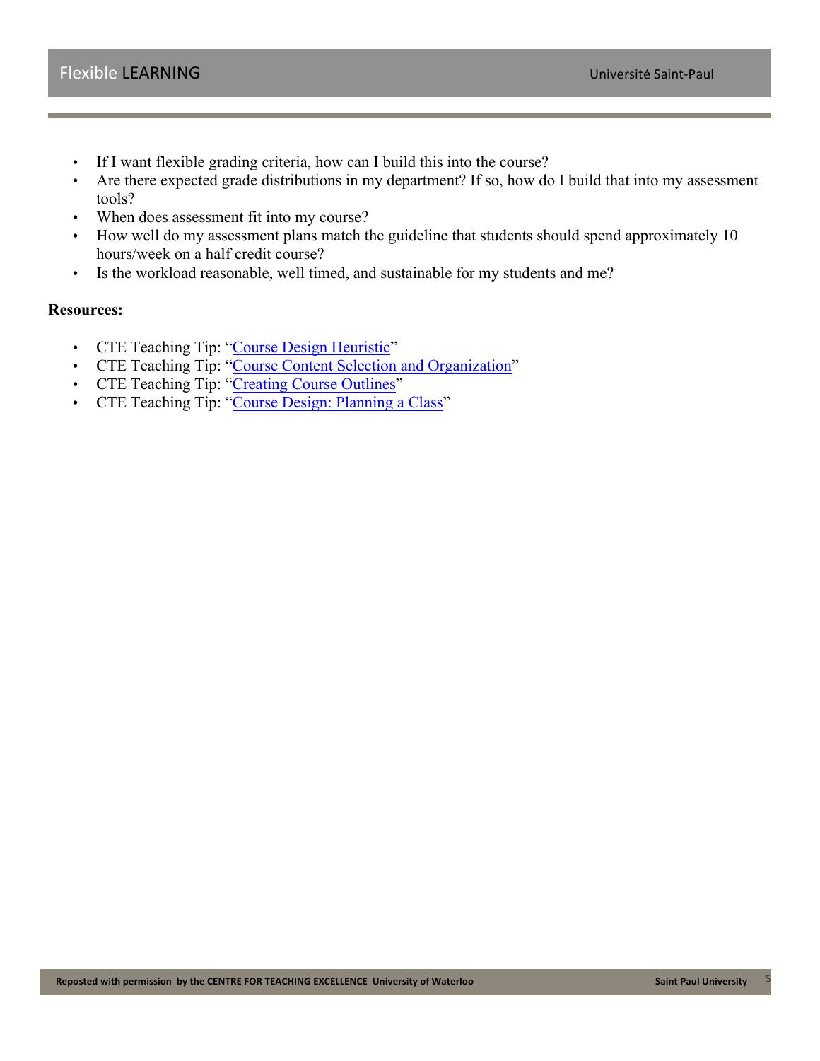- If I want flexible grading criteria, how can I build this into the course?
- Are there expected grade distributions in my department? If so, how do I build that into my assessment tools?
- When does assessment fit into my course?
- How well do my assessment plans match the guideline that students should spend approximately 10 hours/week on a half credit course?
- Is the workload reasonable, well timed, and sustainable for my students and me?

**Resources:**

- CTE Teaching Tip: "Course Design Heuristic"
- CTE Teaching Tip: "Course Content Selection and Organization"
- CTE Teaching Tip: "Creating Course Outlines"
- CTE Teaching Tip: "Course Design: Planning a Class"